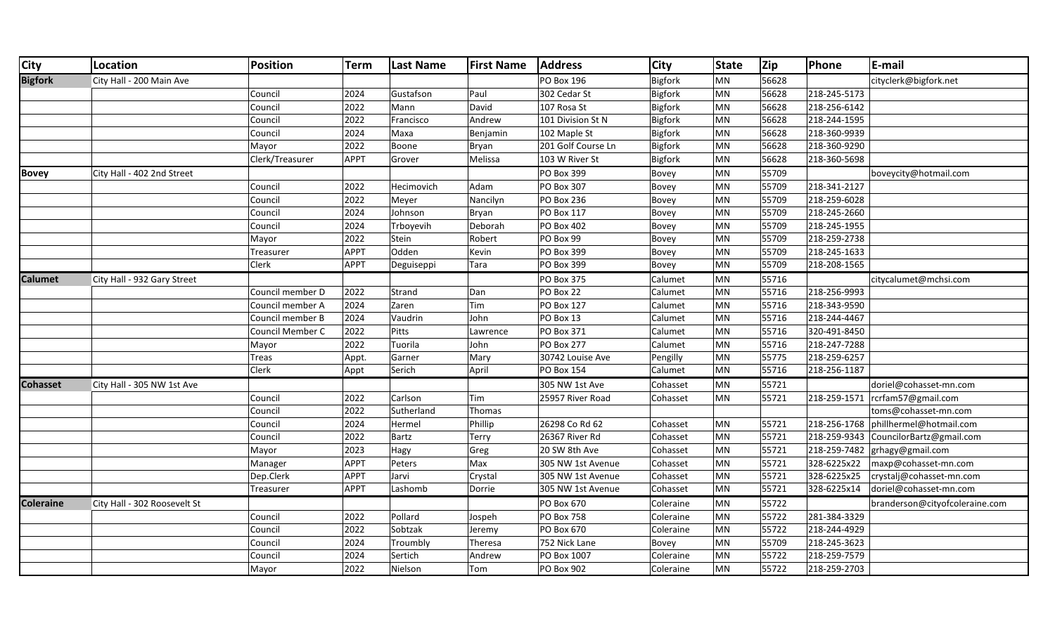| City | Location | Position | Term | Last Name | First Name | Address | City | State | Zip | Phone | E-mail |
|---|---|---|---|---|---|---|---|---|---|---|---|
| **Bigfork** | City Hall - 200 Main Ave | | | | | PO Box 196 | Bigfork | MN | 56628 | | cityclerk@bigfork.net |
| | | Council | 2024 | Gustafson | Paul | 302 Cedar St | Bigfork | MN | 56628 | 218-245-5173 | |
| | | Council | 2022 | Mann | David | 107 Rosa St | Bigfork | MN | 56628 | 218-256-6142 | |
| | | Council | 2022 | Francisco | Andrew | 101 Division St N | Bigfork | MN | 56628 | 218-244-1595 | |
| | | Council | 2024 | Maxa | Benjamin | 102 Maple St | Bigfork | MN | 56628 | 218-360-9939 | |
| | | Mayor | 2022 | Boone | Bryan | 201 Golf Course Ln | Bigfork | MN | 56628 | 218-360-9290 | |
| | | Clerk/Treasurer | APPT | Grover | Melissa | 103 W River St | Bigfork | MN | 56628 | 218-360-5698 | |
| **Bovey** | City Hall - 402 2nd Street | | | | | PO Box 399 | Bovey | MN | 55709 | | boveycity@hotmail.com |
| | | Council | 2022 | Hecimovich | Adam | PO Box 307 | Bovey | MN | 55709 | 218-341-2127 | |
| | | Council | 2022 | Meyer | Nancilyn | PO Box 236 | Bovey | MN | 55709 | 218-259-6028 | |
| | | Council | 2024 | Johnson | Bryan | PO Box 117 | Bovey | MN | 55709 | 218-245-2660 | |
| | | Council | 2024 | Trboyevih | Deborah | PO Box 402 | Bovey | MN | 55709 | 218-245-1955 | |
| | | Mayor | 2022 | Stein | Robert | PO Box 99 | Bovey | MN | 55709 | 218-259-2738 | |
| | | Treasurer | APPT | Odden | Kevin | PO Box 399 | Bovey | MN | 55709 | 218-245-1633 | |
| | | Clerk | APPT | Deguiseppi | Tara | PO Box 399 | Bovey | MN | 55709 | 218-208-1565 | |
| **Calumet** | City Hall - 932 Gary Street | | | | | PO Box 375 | Calumet | MN | 55716 | | citycalumet@mchsi.com |
| | | Council member D | 2022 | Strand | Dan | PO Box 22 | Calumet | MN | 55716 | 218-256-9993 | |
| | | Council member A | 2024 | Zaren | Tim | PO Box 127 | Calumet | MN | 55716 | 218-343-9590 | |
| | | Council member B | 2024 | Vaudrin | John | PO Box 13 | Calumet | MN | 55716 | 218-244-4467 | |
| | | Council Member C | 2022 | Pitts | Lawrence | PO Box 371 | Calumet | MN | 55716 | 320-491-8450 | |
| | | Mayor | 2022 | Tuorila | John | PO Box 277 | Calumet | MN | 55716 | 218-247-7288 | |
| | | Treas | Appt. | Garner | Mary | 30742 Louise Ave | Pengilly | MN | 55775 | 218-259-6257 | |
| | | Clerk | Appt | Serich | April | PO Box 154 | Calumet | MN | 55716 | 218-256-1187 | |
| **Cohasset** | City Hall - 305 NW 1st Ave | | | | | 305 NW 1st Ave | Cohasset | MN | 55721 | | doriel@cohasset-mn.com |
| | | Council | 2022 | Carlson | Tim | 25957 River Road | Cohasset | MN | 55721 | 218-259-1571 | rcrfam57@gmail.com |
| | | Council | 2022 | Sutherland | Thomas | | | | | | toms@cohasset-mn.com |
| | | Council | 2024 | Hermel | Phillip | 26298 Co Rd 62 | Cohasset | MN | 55721 | 218-256-1768 | phillhermel@hotmail.com |
| | | Council | 2022 | Bartz | Terry | 26367 River Rd | Cohasset | MN | 55721 | 218-259-9343 | CouncilorBartz@gmail.com |
| | | Mayor | 2023 | Hagy | Greg | 20 SW 8th Ave | Cohasset | MN | 55721 | 218-259-7482 | grhagy@gmail.com |
| | | Manager | APPT | Peters | Max | 305 NW 1st Avenue | Cohasset | MN | 55721 | 328-6225x22 | maxp@cohasset-mn.com |
| | | Dep.Clerk | APPT | Jarvi | Crystal | 305 NW 1st Avenue | Cohasset | MN | 55721 | 328-6225x25 | crystalj@cohasset-mn.com |
| | | Treasurer | APPT | Lashomb | Dorrie | 305 NW 1st Avenue | Cohasset | MN | 55721 | 328-6225x14 | doriel@cohasset-mn.com |
| **Coleraine** | City Hall - 302 Roosevelt St | | | | | PO Box 670 | Coleraine | MN | 55722 | | branderson@cityofcoleraine.com |
| | | Council | 2022 | Pollard | Jospeh | PO Box 758 | Coleraine | MN | 55722 | 281-384-3329 | |
| | | Council | 2022 | Sobtzak | Jeremy | PO Box 670 | Coleraine | MN | 55722 | 218-244-4929 | |
| | | Council | 2024 | Troumbly | Theresa | 752 Nick Lane | Bovey | MN | 55709 | 218-245-3623 | |
| | | Council | 2024 | Sertich | Andrew | PO Box 1007 | Coleraine | MN | 55722 | 218-259-7579 | |
| | | Mayor | 2022 | Nielson | Tom | PO Box 902 | Coleraine | MN | 55722 | 218-259-2703 | |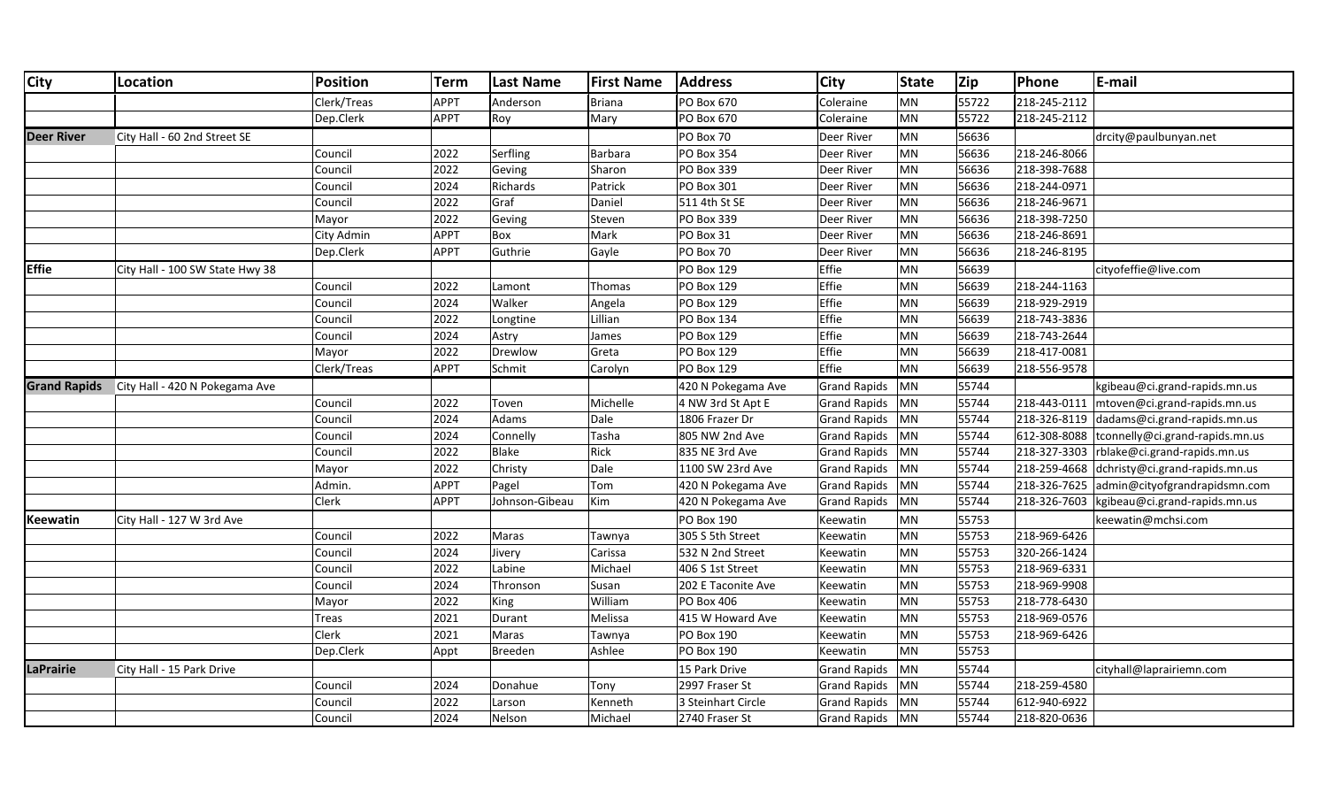| City | Location | Position | Term | Last Name | First Name | Address | City | State | Zip | Phone | E-mail |
|---|---|---|---|---|---|---|---|---|---|---|---|
| | | Clerk/Treas | APPT | Anderson | Briana | PO Box 670 | Coleraine | MN | 55722 | 218-245-2112 | |
| | | Dep.Clerk | APPT | Roy | Mary | PO Box 670 | Coleraine | MN | 55722 | 218-245-2112 | |
| **Deer River** | City Hall - 60 2nd Street SE | | | | | PO Box 70 | Deer River | MN | 56636 | | drcity@paulbunyan.net |
| | | Council | 2022 | Serfling | Barbara | PO Box 354 | Deer River | MN | 56636 | 218-246-8066 | |
| | | Council | 2022 | Geving | Sharon | PO Box 339 | Deer River | MN | 56636 | 218-398-7688 | |
| | | Council | 2024 | Richards | Patrick | PO Box 301 | Deer River | MN | 56636 | 218-244-0971 | |
| | | Council | 2022 | Graf | Daniel | 511 4th St SE | Deer River | MN | 56636 | 218-246-9671 | |
| | | Mayor | 2022 | Geving | Steven | PO Box 339 | Deer River | MN | 56636 | 218-398-7250 | |
| | | City Admin | APPT | Box | Mark | PO Box 31 | Deer River | MN | 56636 | 218-246-8691 | |
| | | Dep.Clerk | APPT | Guthrie | Gayle | PO Box 70 | Deer River | MN | 56636 | 218-246-8195 | |
| **Effie** | City Hall - 100 SW State Hwy 38 | | | | | PO Box 129 | Effie | MN | 56639 | | cityofeffie@live.com |
| | | Council | 2022 | Lamont | Thomas | PO Box 129 | Effie | MN | 56639 | 218-244-1163 | |
| | | Council | 2024 | Walker | Angela | PO Box 129 | Effie | MN | 56639 | 218-929-2919 | |
| | | Council | 2022 | Longtine | Lillian | PO Box 134 | Effie | MN | 56639 | 218-743-3836 | |
| | | Council | 2024 | Astry | James | PO Box 129 | Effie | MN | 56639 | 218-743-2644 | |
| | | Mayor | 2022 | Drewlow | Greta | PO Box 129 | Effie | MN | 56639 | 218-417-0081 | |
| | | Clerk/Treas | APPT | Schmit | Carolyn | PO Box 129 | Effie | MN | 56639 | 218-556-9578 | |
| **Grand Rapids** | City Hall - 420 N Pokegama Ave | | | | | 420 N Pokegama Ave | Grand Rapids | MN | 55744 | | kgibeau@ci.grand-rapids.mn.us |
| | | Council | 2022 | Toven | Michelle | 4 NW 3rd St Apt E | Grand Rapids | MN | 55744 | 218-443-0111 | mtoven@ci.grand-rapids.mn.us |
| | | Council | 2024 | Adams | Dale | 1806 Frazer Dr | Grand Rapids | MN | 55744 | 218-326-8119 | dadams@ci.grand-rapids.mn.us |
| | | Council | 2024 | Connelly | Tasha | 805 NW 2nd Ave | Grand Rapids | MN | 55744 | 612-308-8088 | tconnelly@ci.grand-rapids.mn.us |
| | | Council | 2022 | Blake | Rick | 835 NE 3rd Ave | Grand Rapids | MN | 55744 | 218-327-3303 | rblake@ci.grand-rapids.mn.us |
| | | Mayor | 2022 | Christy | Dale | 1100 SW 23rd Ave | Grand Rapids | MN | 55744 | 218-259-4668 | dchristy@ci.grand-rapids.mn.us |
| | | Admin. | APPT | Pagel | Tom | 420 N Pokegama Ave | Grand Rapids | MN | 55744 | 218-326-7625 | admin@cityofgrandrapidsmn.com |
| | | Clerk | APPT | Johnson-Gibeau | Kim | 420 N Pokegama Ave | Grand Rapids | MN | 55744 | 218-326-7603 | kgibeau@ci.grand-rapids.mn.us |
| **Keewatin** | City Hall - 127 W 3rd Ave | | | | | PO Box 190 | Keewatin | MN | 55753 | | keewatin@mchsi.com |
| | | Council | 2022 | Maras | Tawnya | 305 S 5th Street | Keewatin | MN | 55753 | 218-969-6426 | |
| | | Council | 2024 | Jivery | Carissa | 532 N 2nd Street | Keewatin | MN | 55753 | 320-266-1424 | |
| | | Council | 2022 | Labine | Michael | 406 S 1st Street | Keewatin | MN | 55753 | 218-969-6331 | |
| | | Council | 2024 | Thronson | Susan | 202 E Taconite Ave | Keewatin | MN | 55753 | 218-969-9908 | |
| | | Mayor | 2022 | King | William | PO Box 406 | Keewatin | MN | 55753 | 218-778-6430 | |
| | | Treas | 2021 | Durant | Melissa | 415 W Howard Ave | Keewatin | MN | 55753 | 218-969-0576 | |
| | | Clerk | 2021 | Maras | Tawnya | PO Box 190 | Keewatin | MN | 55753 | 218-969-6426 | |
| | | Dep.Clerk | Appt | Breeden | Ashlee | PO Box 190 | Keewatin | MN | 55753 | | |
| **LaPrairie** | City Hall - 15 Park Drive | | | | | 15 Park Drive | Grand Rapids | MN | 55744 | | cityhall@laprairiemn.com |
| | | Council | 2024 | Donahue | Tony | 2997 Fraser St | Grand Rapids | MN | 55744 | 218-259-4580 | |
| | | Council | 2022 | Larson | Kenneth | 3 Steinhart Circle | Grand Rapids | MN | 55744 | 612-940-6922 | |
| | | Council | 2024 | Nelson | Michael | 2740 Fraser St | Grand Rapids | MN | 55744 | 218-820-0636 | |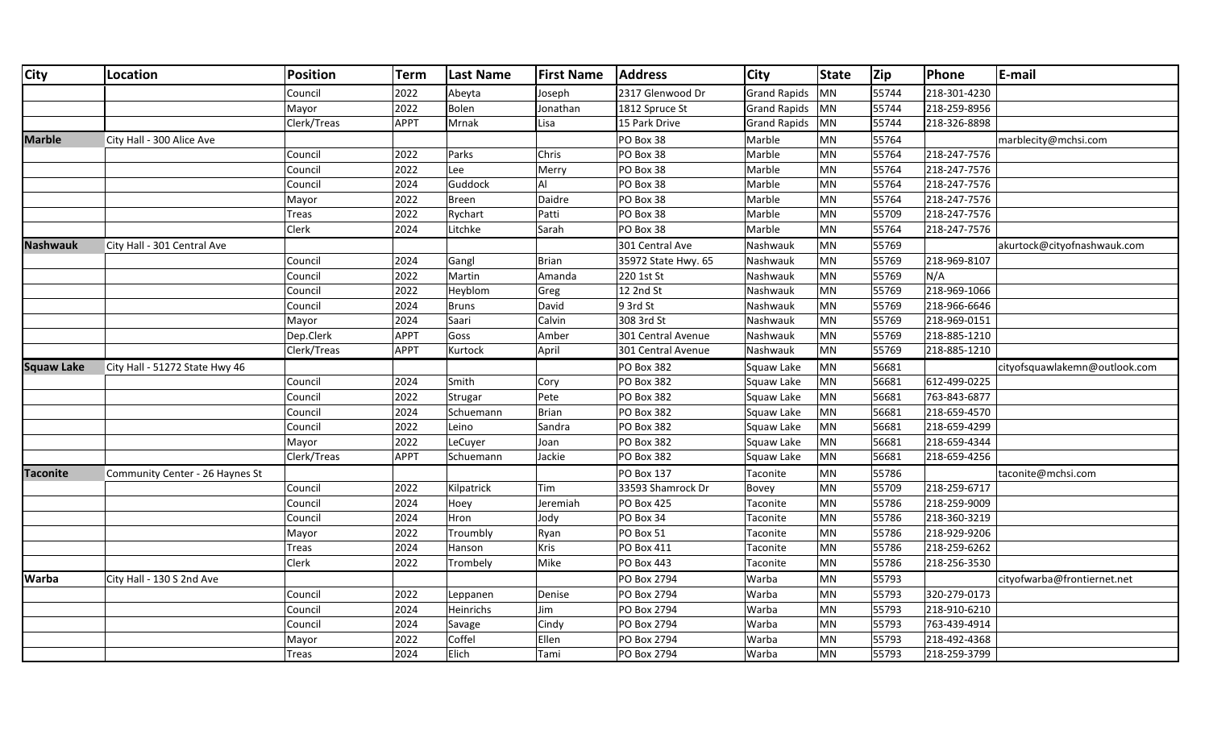| City | Location | Position | Term | Last Name | First Name | Address | City | State | Zip | Phone | E-mail |
|---|---|---|---|---|---|---|---|---|---|---|---|
| | | Council | 2022 | Abeyta | Joseph | 2317 Glenwood Dr | Grand Rapids | MN | 55744 | 218-301-4230 | |
| | | Mayor | 2022 | Bolen | Jonathan | 1812 Spruce St | Grand Rapids | MN | 55744 | 218-259-8956 | |
| | | Clerk/Treas | APPT | Mrnak | Lisa | 15 Park Drive | Grand Rapids | MN | 55744 | 218-326-8898 | |
| **Marble** | City Hall - 300 Alice Ave | | | | | PO Box 38 | Marble | MN | 55764 | | marblecity@mchsi.com |
| | | Council | 2022 | Parks | Chris | PO Box 38 | Marble | MN | 55764 | 218-247-7576 | |
| | | Council | 2022 | Lee | Merry | PO Box 38 | Marble | MN | 55764 | 218-247-7576 | |
| | | Council | 2024 | Guddock | Al | PO Box 38 | Marble | MN | 55764 | 218-247-7576 | |
| | | Mayor | 2022 | Breen | Daidre | PO Box 38 | Marble | MN | 55764 | 218-247-7576 | |
| | | Treas | 2022 | Rychart | Patti | PO Box 38 | Marble | MN | 55709 | 218-247-7576 | |
| | | Clerk | 2024 | Litchke | Sarah | PO Box 38 | Marble | MN | 55764 | 218-247-7576 | |
| **Nashwauk** | City Hall - 301 Central Ave | | | | | 301 Central Ave | Nashwauk | MN | 55769 | | akurtock@cityofnashwauk.com |
| | | Council | 2024 | Gangl | Brian | 35972 State Hwy. 65 | Nashwauk | MN | 55769 | 218-969-8107 | |
| | | Council | 2022 | Martin | Amanda | 220 1st St | Nashwauk | MN | 55769 | N/A | |
| | | Council | 2022 | Heyblom | Greg | 12 2nd St | Nashwauk | MN | 55769 | 218-969-1066 | |
| | | Council | 2024 | Bruns | David | 9 3rd St | Nashwauk | MN | 55769 | 218-966-6646 | |
| | | Mayor | 2024 | Saari | Calvin | 308 3rd St | Nashwauk | MN | 55769 | 218-969-0151 | |
| | | Dep.Clerk | APPT | Goss | Amber | 301 Central Avenue | Nashwauk | MN | 55769 | 218-885-1210 | |
| | | Clerk/Treas | APPT | Kurtock | April | 301 Central Avenue | Nashwauk | MN | 55769 | 218-885-1210 | |
| **Squaw Lake** | City Hall - 51272 State Hwy 46 | | | | | PO Box 382 | Squaw Lake | MN | 56681 | | cityofsquawlakemn@outlook.com |
| | | Council | 2024 | Smith | Cory | PO Box 382 | Squaw Lake | MN | 56681 | 612-499-0225 | |
| | | Council | 2022 | Strugar | Pete | PO Box 382 | Squaw Lake | MN | 56681 | 763-843-6877 | |
| | | Council | 2024 | Schuemann | Brian | PO Box 382 | Squaw Lake | MN | 56681 | 218-659-4570 | |
| | | Council | 2022 | Leino | Sandra | PO Box 382 | Squaw Lake | MN | 56681 | 218-659-4299 | |
| | | Mayor | 2022 | LeCuyer | Joan | PO Box 382 | Squaw Lake | MN | 56681 | 218-659-4344 | |
| | | Clerk/Treas | APPT | Schuemann | Jackie | PO Box 382 | Squaw Lake | MN | 56681 | 218-659-4256 | |
| **Taconite** | Community Center - 26 Haynes St | | | | | PO Box 137 | Taconite | MN | 55786 | | taconite@mchsi.com |
| | | Council | 2022 | Kilpatrick | Tim | 33593 Shamrock Dr | Bovey | MN | 55709 | 218-259-6717 | |
| | | Council | 2024 | Hoey | Jeremiah | PO Box 425 | Taconite | MN | 55786 | 218-259-9009 | |
| | | Council | 2024 | Hron | Jody | PO Box 34 | Taconite | MN | 55786 | 218-360-3219 | |
| | | Mayor | 2022 | Troumbly | Ryan | PO Box 51 | Taconite | MN | 55786 | 218-929-9206 | |
| | | Treas | 2024 | Hanson | Kris | PO Box 411 | Taconite | MN | 55786 | 218-259-6262 | |
| | | Clerk | 2022 | Trombely | Mike | PO Box 443 | Taconite | MN | 55786 | 218-256-3530 | |
| **Warba** | City Hall - 130 S 2nd Ave | | | | | PO Box 2794 | Warba | MN | 55793 | | cityofwarba@frontiernet.net |
| | | Council | 2022 | Leppanen | Denise | PO Box 2794 | Warba | MN | 55793 | 320-279-0173 | |
| | | Council | 2024 | Heinrichs | Jim | PO Box 2794 | Warba | MN | 55793 | 218-910-6210 | |
| | | Council | 2024 | Savage | Cindy | PO Box 2794 | Warba | MN | 55793 | 763-439-4914 | |
| | | Mayor | 2022 | Coffel | Ellen | PO Box 2794 | Warba | MN | 55793 | 218-492-4368 | |
| | | Treas | 2024 | Elich | Tami | PO Box 2794 | Warba | MN | 55793 | 218-259-3799 | |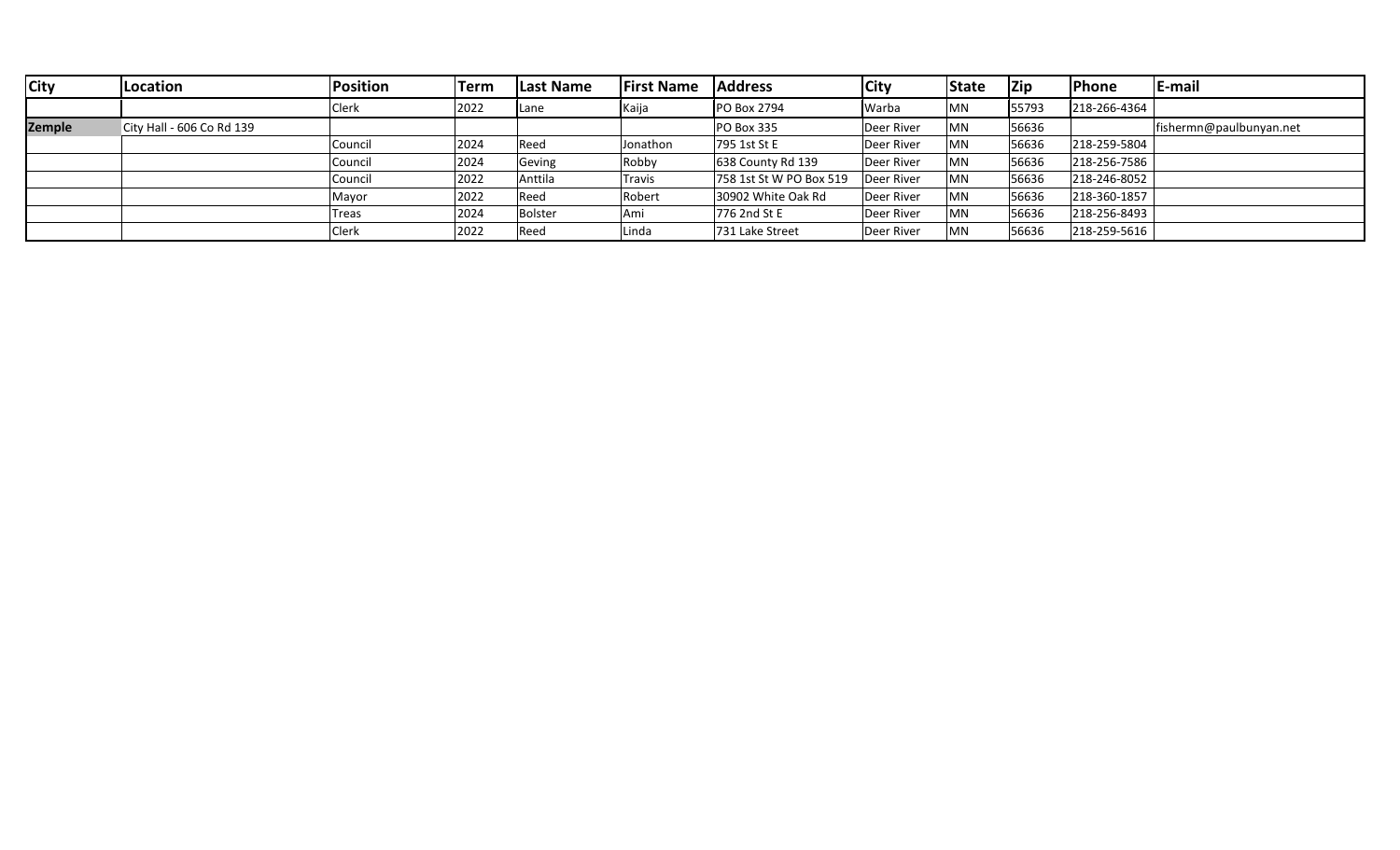| City | Location | Position | Term | Last Name | First Name | Address | City | State | Zip | Phone | E-mail |
|---|---|---|---|---|---|---|---|---|---|---|---|
| | | Clerk | 2022 | Lane | Kaija | PO Box 2794 | Warba | MN | 55793 | 218-266-4364 | |
| **Zemple** | City Hall - 606 Co Rd 139 | | | | | PO Box 335 | Deer River | MN | 56636 | | fishermn@paulbunyan.net |
| | | Council | 2024 | Reed | Jonathon | 795 1st St E | Deer River | MN | 56636 | 218-259-5804 | |
| | | Council | 2024 | Geving | Robby | 638 County Rd 139 | Deer River | MN | 56636 | 218-256-7586 | |
| | | Council | 2022 | Anttila | Travis | 758 1st St W PO Box 519 | Deer River | MN | 56636 | 218-246-8052 | |
| | | Mayor | 2022 | Reed | Robert | 30902 White Oak Rd | Deer River | MN | 56636 | 218-360-1857 | |
| | | Treas | 2024 | Bolster | Ami | 776 2nd St E | Deer River | MN | 56636 | 218-256-8493 | |
| | | Clerk | 2022 | Reed | Linda | 731 Lake Street | Deer River | MN | 56636 | 218-259-5616 | |